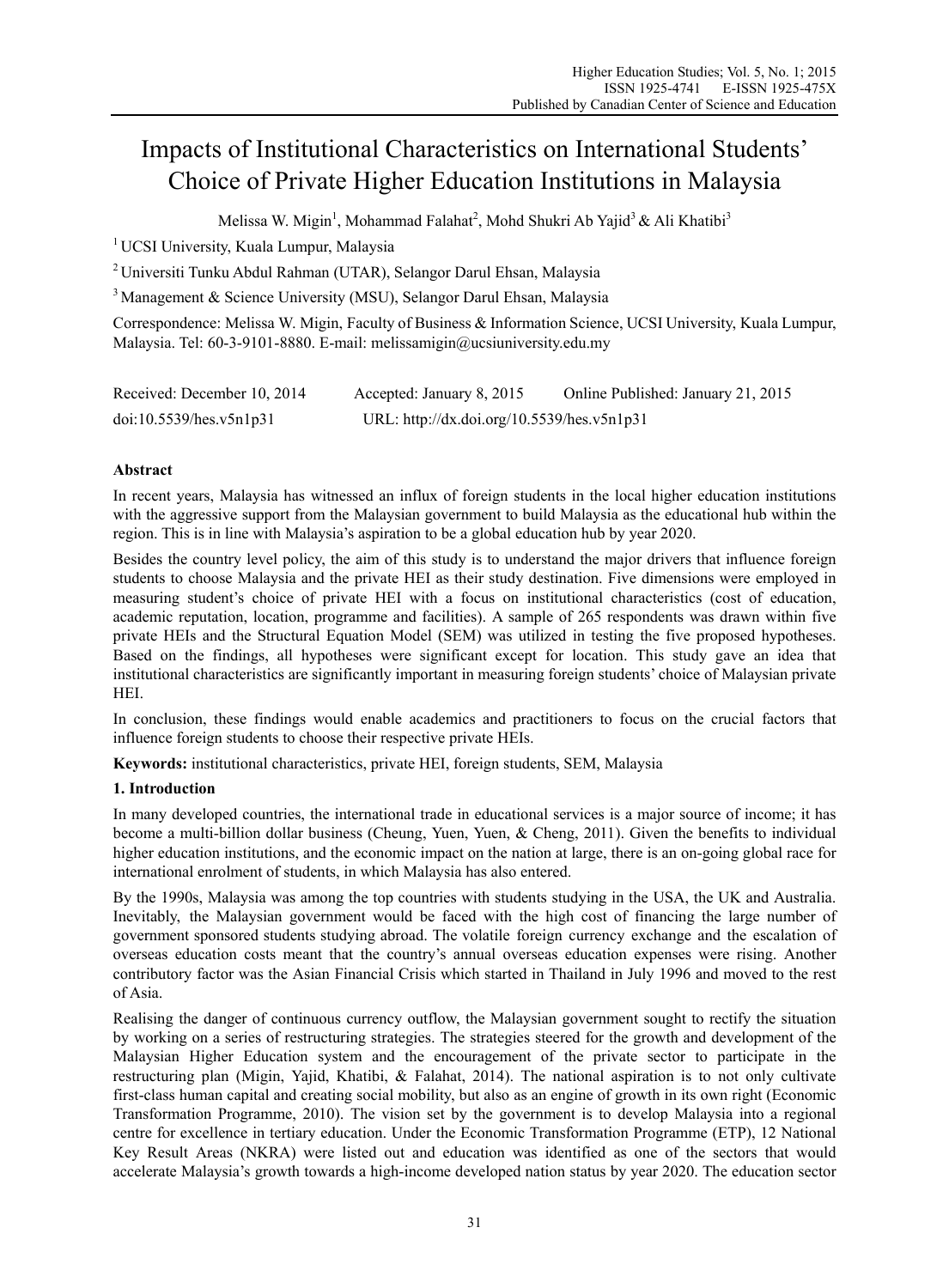# Impacts of Institutional Characteristics on International Students' Choice of Private Higher Education Institutions in Malaysia

Melissa W. Migin[1], Mohammad Falahat[2], Mohd Shukri Ab Yajid[3] & Ali Khatibi[3]

[1] UCSI University, Kuala Lumpur, Malaysia

[2] Universiti Tunku Abdul Rahman (UTAR), Selangor Darul Ehsan, Malaysia

[3] Management & Science University (MSU), Selangor Darul Ehsan, Malaysia

Correspondence: Melissa W. Migin, Faculty of Business & Information Science, UCSI University, Kuala Lumpur, Malaysia. Tel: 60-3-9101-8880. E-mail: melissamigin@ucsiuniversity.edu.my

Received: December 10, 2014 Accepted: January 8, 2015 Online Published: January 21, 2015

doi:10.5539/hes.v5n1p31 URL: http://dx.doi.org/10.5539/hes.v5n1p31

## Abstract

In recent years, Malaysia has witnessed an influx of foreign students in the local higher education institutions with the aggressive support from the Malaysian government to build Malaysia as the educational hub within the region. This is in line with Malaysia's aspiration to be a global education hub by year 2020.

Besides the country level policy, the aim of this study is to understand the major drivers that influence foreign students to choose Malaysia and the private HEI as their study destination. Five dimensions were employed in measuring student's choice of private HEI with a focus on institutional characteristics (cost of education, academic reputation, location, programme and facilities). A sample of 265 respondents was drawn within five private HEIs and the Structural Equation Model (SEM) was utilized in testing the five proposed hypotheses. Based on the findings, all hypotheses were significant except for location. This study gave an idea that institutional characteristics are significantly important in measuring foreign students' choice of Malaysian private HEI.

In conclusion, these findings would enable academics and practitioners to focus on the crucial factors that influence foreign students to choose their respective private HEIs.

**Keywords:** institutional characteristics, private HEI, foreign students, SEM, Malaysia

## 1. Introduction

In many developed countries, the international trade in educational services is a major source of income; it has become a multi-billion dollar business (Cheung, Yuen, Yuen, & Cheng, 2011). Given the benefits to individual higher education institutions, and the economic impact on the nation at large, there is an on-going global race for international enrolment of students, in which Malaysia has also entered.

By the 1990s, Malaysia was among the top countries with students studying in the USA, the UK and Australia. Inevitably, the Malaysian government would be faced with the high cost of financing the large number of government sponsored students studying abroad. The volatile foreign currency exchange and the escalation of overseas education costs meant that the country's annual overseas education expenses were rising. Another contributory factor was the Asian Financial Crisis which started in Thailand in July 1996 and moved to the rest of Asia.

Realising the danger of continuous currency outflow, the Malaysian government sought to rectify the situation by working on a series of restructuring strategies. The strategies steered for the growth and development of the Malaysian Higher Education system and the encouragement of the private sector to participate in the restructuring plan (Migin, Yajid, Khatibi, & Falahat, 2014). The national aspiration is to not only cultivate first-class human capital and creating social mobility, but also as an engine of growth in its own right (Economic Transformation Programme, 2010). The vision set by the government is to develop Malaysia into a regional centre for excellence in tertiary education. Under the Economic Transformation Programme (ETP), 12 National Key Result Areas (NKRA) were listed out and education was identified as one of the sectors that would accelerate Malaysia's growth towards a high-income developed nation status by year 2020. The education sector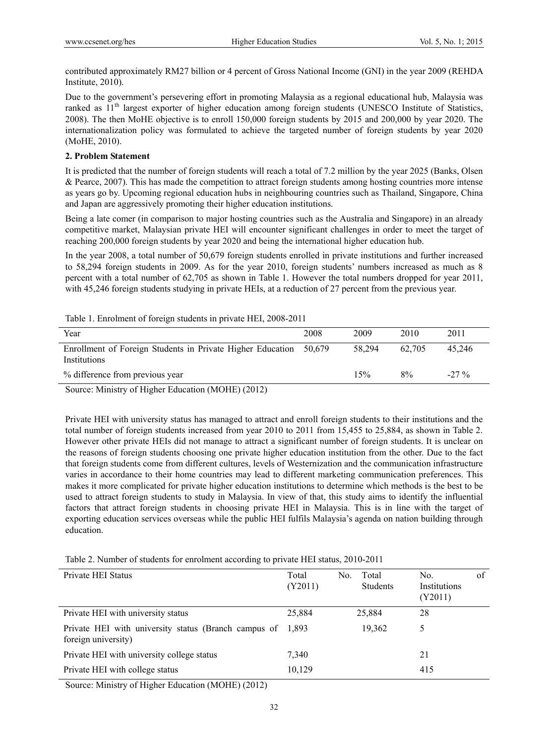contributed approximately RM27 billion or 4 percent of Gross National Income (GNI) in the year 2009 (REHDA Institute, 2010).

Due to the government's persevering effort in promoting Malaysia as a regional educational hub, Malaysia was ranked as 11th largest exporter of higher education among foreign students (UNESCO Institute of Statistics, 2008). The then MoHE objective is to enroll 150,000 foreign students by 2015 and 200,000 by year 2020. The internationalization policy was formulated to achieve the targeted number of foreign students by year 2020 (MoHE, 2010).

## 2. Problem Statement

It is predicted that the number of foreign students will reach a total of 7.2 million by the year 2025 (Banks, Olsen & Pearce, 2007). This has made the competition to attract foreign students among hosting countries more intense as years go by. Upcoming regional education hubs in neighbouring countries such as Thailand, Singapore, China and Japan are aggressively promoting their higher education institutions.

Being a late comer (in comparison to major hosting countries such as the Australia and Singapore) in an already competitive market, Malaysian private HEI will encounter significant challenges in order to meet the target of reaching 200,000 foreign students by year 2020 and being the international higher education hub.

In the year 2008, a total number of 50,679 foreign students enrolled in private institutions and further increased to 58,294 foreign students in 2009. As for the year 2010, foreign students' numbers increased as much as 8 percent with a total number of 62,705 as shown in Table 1. However the total numbers dropped for year 2011, with 45,246 foreign students studying in private HEIs, at a reduction of 27 percent from the previous year.

Table 1. Enrolment of foreign students in private HEI, 2008-2011

| Year | 2008 | 2009 | 2010 | 2011 |
|---|---|---|---|---|
| Enrollment of Foreign Students in Private Higher Education Institutions | 50,679 | 58,294 | 62,705 | 45,246 |
| % difference from previous year | | 15% | 8% | -27 % |

Source: Ministry of Higher Education (MOHE) (2012)

Private HEI with university status has managed to attract and enroll foreign students to their institutions and the total number of foreign students increased from year 2010 to 2011 from 15,455 to 25,884, as shown in Table 2. However other private HEIs did not manage to attract a significant number of foreign students. It is unclear on the reasons of foreign students choosing one private higher education institution from the other. Due to the fact that foreign students come from different cultures, levels of Westernization and the communication infrastructure varies in accordance to their home countries may lead to different marketing communication preferences. This makes it more complicated for private higher education institutions to determine which methods is the best to be used to attract foreign students to study in Malaysia. In view of that, this study aims to identify the influential factors that attract foreign students in choosing private HEI in Malaysia. This is in line with the target of exporting education services overseas while the public HEI fulfils Malaysia's agenda on nation building through education.

Table 2. Number of students for enrolment according to private HEI status, 2010-2011

| Private HEI Status | Total No. (Y2011) | Total Students | No. of Institutions (Y2011) |
|---|---|---|---|
| Private HEI with university status | 25,884 | 25,884 | 28 |
| Private HEI with university status (Branch campus of foreign university) | 1,893 | 19,362 | 5 |
| Private HEI with university college status | 7,340 | | 21 |
| Private HEI with college status | 10,129 | | 415 |

Source: Ministry of Higher Education (MOHE) (2012)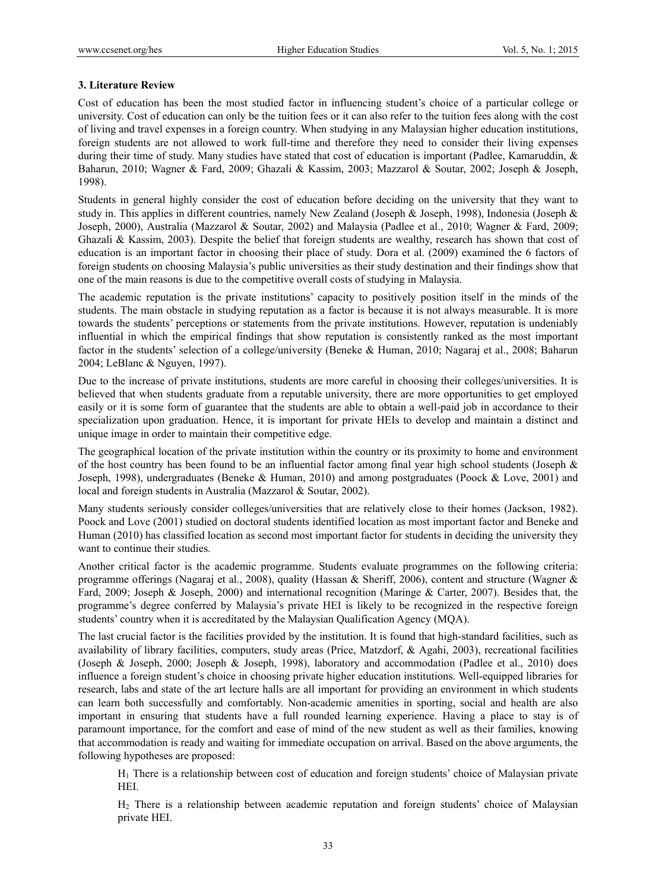### 3. Literature Review

Cost of education has been the most studied factor in influencing student's choice of a particular college or university. Cost of education can only be the tuition fees or it can also refer to the tuition fees along with the cost of living and travel expenses in a foreign country. When studying in any Malaysian higher education institutions, foreign students are not allowed to work full-time and therefore they need to consider their living expenses during their time of study. Many studies have stated that cost of education is important (Padlee, Kamaruddin, & Baharun, 2010; Wagner & Fard, 2009; Ghazali & Kassim, 2003; Mazzarol & Soutar, 2002; Joseph & Joseph, 1998).

Students in general highly consider the cost of education before deciding on the university that they want to study in. This applies in different countries, namely New Zealand (Joseph & Joseph, 1998), Indonesia (Joseph & Joseph, 2000), Australia (Mazzarol & Soutar, 2002) and Malaysia (Padlee et al., 2010; Wagner & Fard, 2009; Ghazali & Kassim, 2003). Despite the belief that foreign students are wealthy, research has shown that cost of education is an important factor in choosing their place of study. Dora et al. (2009) examined the 6 factors of foreign students on choosing Malaysia's public universities as their study destination and their findings show that one of the main reasons is due to the competitive overall costs of studying in Malaysia.

The academic reputation is the private institutions' capacity to positively position itself in the minds of the students. The main obstacle in studying reputation as a factor is because it is not always measurable. It is more towards the students' perceptions or statements from the private institutions. However, reputation is undeniably influential in which the empirical findings that show reputation is consistently ranked as the most important factor in the students' selection of a college/university (Beneke & Human, 2010; Nagaraj et al., 2008; Baharun 2004; LeBlanc & Nguyen, 1997).

Due to the increase of private institutions, students are more careful in choosing their colleges/universities. It is believed that when students graduate from a reputable university, there are more opportunities to get employed easily or it is some form of guarantee that the students are able to obtain a well-paid job in accordance to their specialization upon graduation. Hence, it is important for private HEIs to develop and maintain a distinct and unique image in order to maintain their competitive edge.

The geographical location of the private institution within the country or its proximity to home and environment of the host country has been found to be an influential factor among final year high school students (Joseph & Joseph, 1998), undergraduates (Beneke & Human, 2010) and among postgraduates (Poock & Love, 2001) and local and foreign students in Australia (Mazzarol & Soutar, 2002).

Many students seriously consider colleges/universities that are relatively close to their homes (Jackson, 1982). Poock and Love (2001) studied on doctoral students identified location as most important factor and Beneke and Human (2010) has classified location as second most important factor for students in deciding the university they want to continue their studies.

Another critical factor is the academic programme. Students evaluate programmes on the following criteria: programme offerings (Nagaraj et al., 2008), quality (Hassan & Sheriff, 2006), content and structure (Wagner & Fard, 2009; Joseph & Joseph, 2000) and international recognition (Maringe & Carter, 2007). Besides that, the programme's degree conferred by Malaysia's private HEI is likely to be recognized in the respective foreign students' country when it is accreditated by the Malaysian Qualification Agency (MQA).

The last crucial factor is the facilities provided by the institution. It is found that high-standard facilities, such as availability of library facilities, computers, study areas (Price, Matzdorf, & Agahi, 2003), recreational facilities (Joseph & Joseph, 2000; Joseph & Joseph, 1998), laboratory and accommodation (Padlee et al., 2010) does influence a foreign student's choice in choosing private higher education institutions. Well-equipped libraries for research, labs and state of the art lecture halls are all important for providing an environment in which students can learn both successfully and comfortably. Non-academic amenities in sporting, social and health are also important in ensuring that students have a full rounded learning experience. Having a place to stay is of paramount importance, for the comfort and ease of mind of the new student as well as their families, knowing that accommodation is ready and waiting for immediate occupation on arrival. Based on the above arguments, the following hypotheses are proposed:

> $H_1$ There is a relationship between cost of education and foreign students' choice of Malaysian private HEI.
>
> $H_2$ There is a relationship between academic reputation and foreign students' choice of Malaysian private HEI.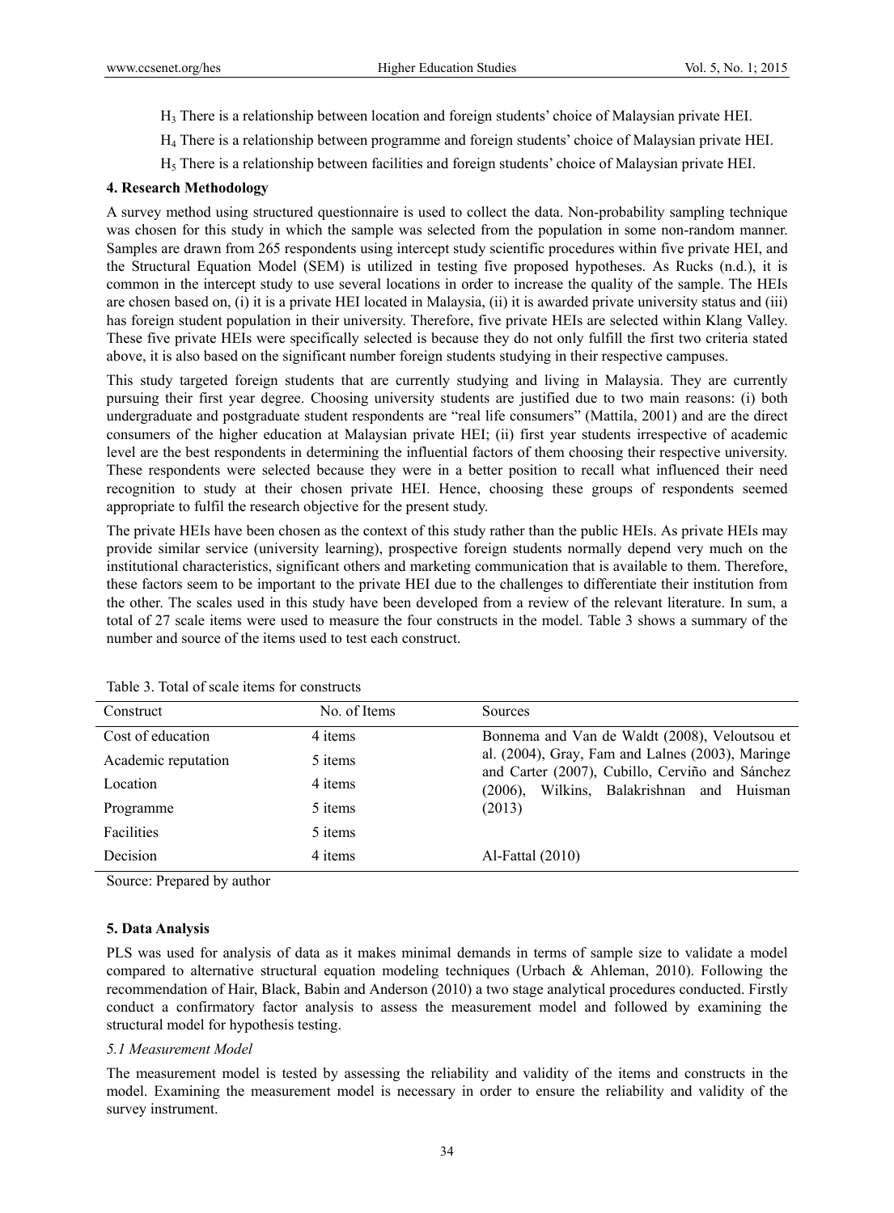$H_3$ There is a relationship between location and foreign students' choice of Malaysian private HEI.

$H_4$ There is a relationship between programme and foreign students' choice of Malaysian private HEI.

$H_5$ There is a relationship between facilities and foreign students' choice of Malaysian private HEI.

## 4. Research Methodology

A survey method using structured questionnaire is used to collect the data. Non-probability sampling technique was chosen for this study in which the sample was selected from the population in some non-random manner. Samples are drawn from 265 respondents using intercept study scientific procedures within five private HEI, and the Structural Equation Model (SEM) is utilized in testing five proposed hypotheses. As Rucks (n.d.), it is common in the intercept study to use several locations in order to increase the quality of the sample. The HEIs are chosen based on, (i) it is a private HEI located in Malaysia, (ii) it is awarded private university status and (iii) has foreign student population in their university. Therefore, five private HEIs are selected within Klang Valley. These five private HEIs were specifically selected is because they do not only fulfill the first two criteria stated above, it is also based on the significant number foreign students studying in their respective campuses.

This study targeted foreign students that are currently studying and living in Malaysia. They are currently pursuing their first year degree. Choosing university students are justified due to two main reasons: (i) both undergraduate and postgraduate student respondents are "real life consumers" (Mattila, 2001) and are the direct consumers of the higher education at Malaysian private HEI; (ii) first year students irrespective of academic level are the best respondents in determining the influential factors of them choosing their respective university. These respondents were selected because they were in a better position to recall what influenced their need recognition to study at their chosen private HEI. Hence, choosing these groups of respondents seemed appropriate to fulfil the research objective for the present study.

The private HEIs have been chosen as the context of this study rather than the public HEIs. As private HEIs may provide similar service (university learning), prospective foreign students normally depend very much on the institutional characteristics, significant others and marketing communication that is available to them. Therefore, these factors seem to be important to the private HEI due to the challenges to differentiate their institution from the other. The scales used in this study have been developed from a review of the relevant literature. In sum, a total of 27 scale items were used to measure the four constructs in the model. Table 3 shows a summary of the number and source of the items used to test each construct.

Table 3. Total of scale items for constructs

| Construct | No. of Items | Sources |
|---|---|---|
| Cost of education | 4 items | Bonnema and Van de Waldt (2008), Veloutsou et al. (2004), Gray, Fam and Lalnes (2003), Maringe and Carter (2007), Cubillo, Cerviño and Sánchez (2006), Wilkins, Balakrishnan and Huisman (2013) |
| Academic reputation | 5 items | |
| Location | 4 items | |
| Programme | 5 items | |
| Facilities | 5 items | |
| Decision | 4 items | Al-Fattal (2010) |

Source: Prepared by author

## 5. Data Analysis

PLS was used for analysis of data as it makes minimal demands in terms of sample size to validate a model compared to alternative structural equation modeling techniques (Urbach & Ahleman, 2010). Following the recommendation of Hair, Black, Babin and Anderson (2010) a two stage analytical procedures conducted. Firstly conduct a confirmatory factor analysis to assess the measurement model and followed by examining the structural model for hypothesis testing.

### *5.1 Measurement Model*

The measurement model is tested by assessing the reliability and validity of the items and constructs in the model. Examining the measurement model is necessary in order to ensure the reliability and validity of the survey instrument.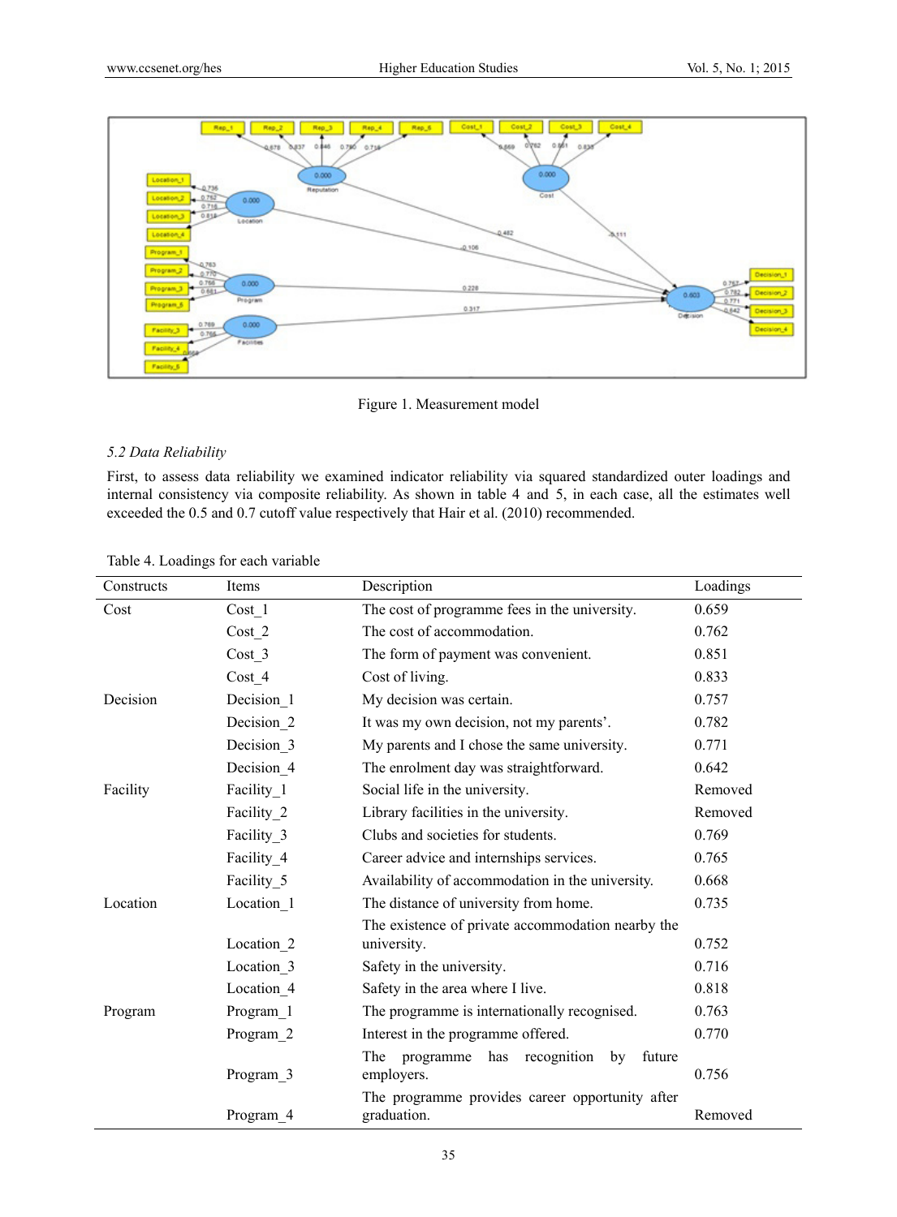Rep_1
Rep_2
Rep_3
Rep_4
Rep_5
Cost_1
Cost_2
Cost_3
Cost_4
0.678
0.837
0.846
0.780
0.718
0.659
0.762
0.851
0.833
0.000
Reputation
0.000
Cost
Location_1
Location_2
Location_3
Location_4
0.736
0.752
0.716
0.818
0.000
Location
Program_1
Program_2
Program_3
Program_5
0.763
0.770
0.766
0.661
0.000
Program
Facility_3
Facility_4
Facility_5
0.769
0.765
0.668
0.000
Facilities
0.482
0.111
0.106
0.228
0.317
0.603
Decision
0.757
0.782
0.771
0.642
Decision_1
Decision_2
Decision_3
Decision_4

Figure 1. Measurement model

### *5.2 Data Reliability*

First, to assess data reliability we examined indicator reliability via squared standardized outer loadings and internal consistency via composite reliability. As shown in table 4 and 5, in each case, all the estimates well exceeded the 0.5 and 0.7 cutoff value respectively that Hair et al. (2010) recommended.

Table 4. Loadings for each variable

| Constructs | Items | Description | Loadings |
|---|---|---|---|
| Cost | Cost_1 | The cost of programme fees in the university. | 0.659 |
| | Cost_2 | The cost of accommodation. | 0.762 |
| | Cost_3 | The form of payment was convenient. | 0.851 |
| | Cost_4 | Cost of living. | 0.833 |
| Decision | Decision_1 | My decision was certain. | 0.757 |
| | Decision_2 | It was my own decision, not my parents'. | 0.782 |
| | Decision_3 | My parents and I chose the same university. | 0.771 |
| | Decision_4 | The enrolment day was straightforward. | 0.642 |
| Facility | Facility_1 | Social life in the university. | Removed |
| | Facility_2 | Library facilities in the university. | Removed |
| | Facility_3 | Clubs and societies for students. | 0.769 |
| | Facility_4 | Career advice and internships services. | 0.765 |
| | Facility_5 | Availability of accommodation in the university. | 0.668 |
| Location | Location_1 | The distance of university from home. | 0.735 |
| | Location_2 | The existence of private accommodation nearby the university. | 0.752 |
| | Location_3 | Safety in the university. | 0.716 |
| | Location_4 | Safety in the area where I live. | 0.818 |
| Program | Program_1 | The programme is internationally recognised. | 0.763 |
| | Program_2 | Interest in the programme offered. | 0.770 |
| | Program_3 | The programme has recognition by future employers. | 0.756 |
| | Program_4 | The programme provides career opportunity after graduation. | Removed |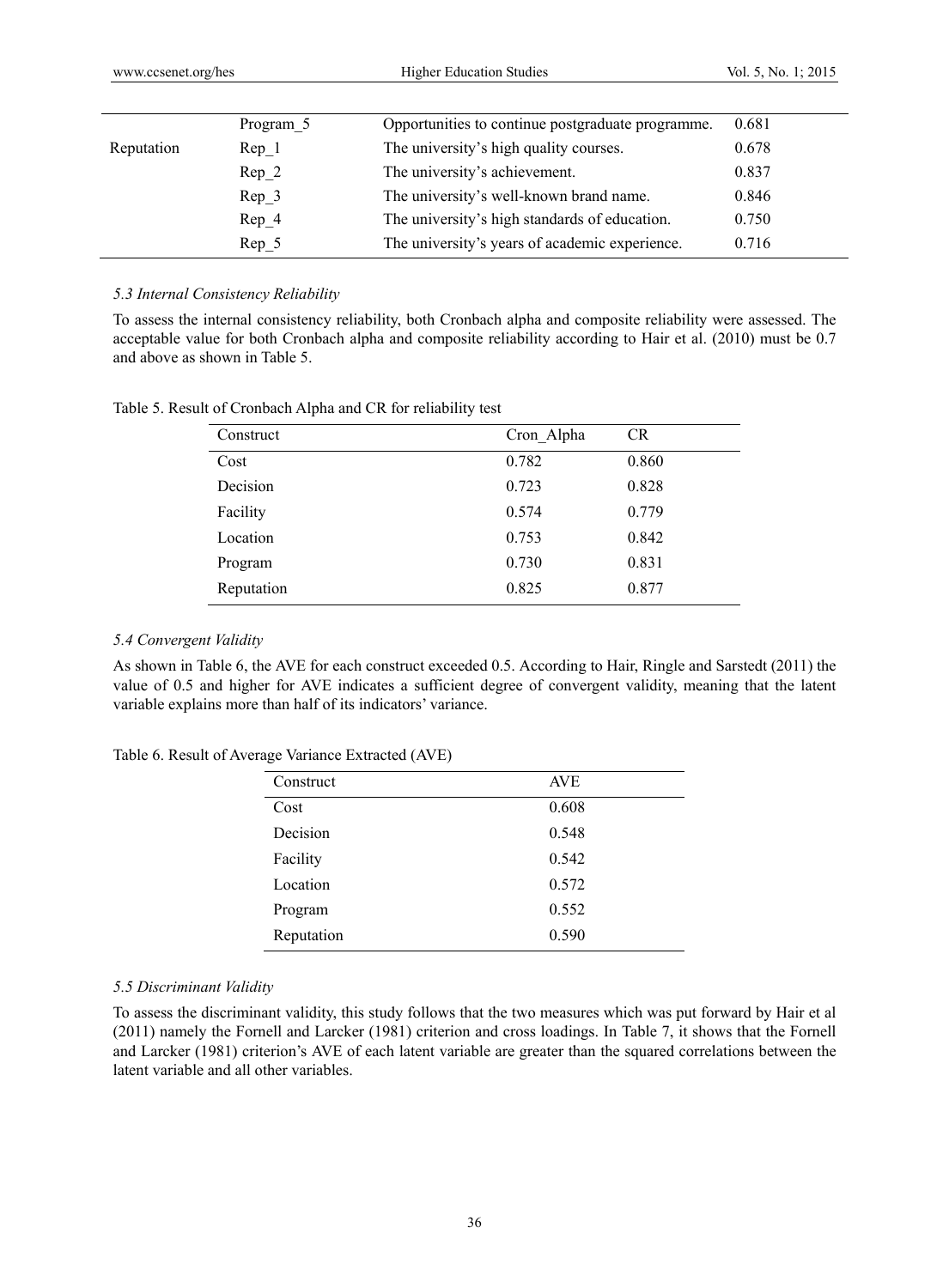| | | | |
|---|---|---|---|
| | Program_5 | Opportunities to continue postgraduate programme. | 0.681 |
| Reputation | Rep_1 | The university's high quality courses. | 0.678 |
| | Rep_2 | The university's achievement. | 0.837 |
| | Rep_3 | The university's well-known brand name. | 0.846 |
| | Rep_4 | The university's high standards of education. | 0.750 |
| | Rep_5 | The university's years of academic experience. | 0.716 |

### *5.3 Internal Consistency Reliability*

To assess the internal consistency reliability, both Cronbach alpha and composite reliability were assessed. The acceptable value for both Cronbach alpha and composite reliability according to Hair et al. (2010) must be 0.7 and above as shown in Table 5.

Table 5. Result of Cronbach Alpha and CR for reliability test

| Construct | Cron_Alpha | CR |
|---|---|---|
| Cost | 0.782 | 0.860 |
| Decision | 0.723 | 0.828 |
| Facility | 0.574 | 0.779 |
| Location | 0.753 | 0.842 |
| Program | 0.730 | 0.831 |
| Reputation | 0.825 | 0.877 |

### *5.4 Convergent Validity*

As shown in Table 6, the AVE for each construct exceeded 0.5. According to Hair, Ringle and Sarstedt (2011) the value of 0.5 and higher for AVE indicates a sufficient degree of convergent validity, meaning that the latent variable explains more than half of its indicators' variance.

Table 6. Result of Average Variance Extracted (AVE)

| Construct | AVE |
|---|---|
| Cost | 0.608 |
| Decision | 0.548 |
| Facility | 0.542 |
| Location | 0.572 |
| Program | 0.552 |
| Reputation | 0.590 |

### *5.5 Discriminant Validity*

To assess the discriminant validity, this study follows that the two measures which was put forward by Hair et al (2011) namely the Fornell and Larcker (1981) criterion and cross loadings. In Table 7, it shows that the Fornell and Larcker (1981) criterion's AVE of each latent variable are greater than the squared correlations between the latent variable and all other variables.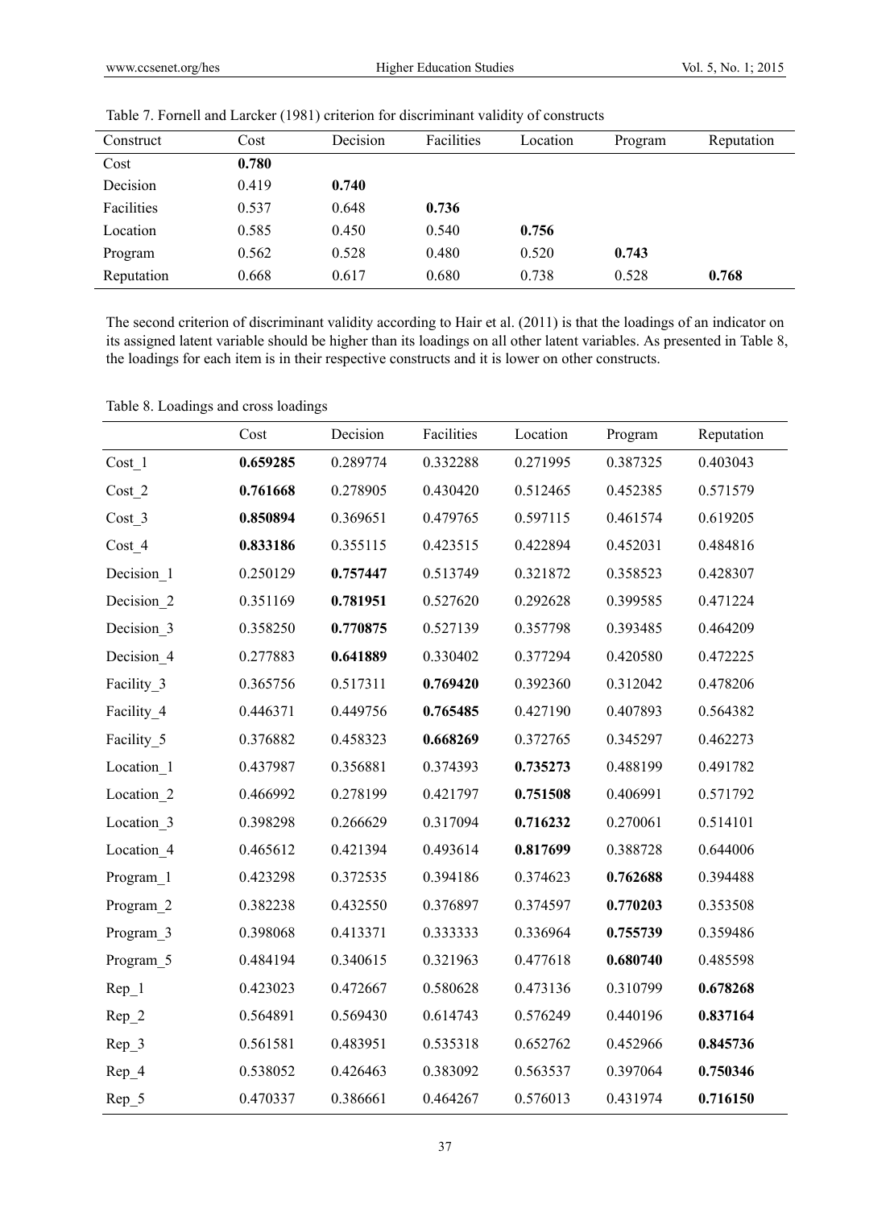Table 7. Fornell and Larcker (1981) criterion for discriminant validity of constructs

| Construct | Cost | Decision | Facilities | Location | Program | Reputation |
|---|---|---|---|---|---|---|
| Cost | **0.780** | | | | | |
| Decision | 0.419 | **0.740** | | | | |
| Facilities | 0.537 | 0.648 | **0.736** | | | |
| Location | 0.585 | 0.450 | 0.540 | **0.756** | | |
| Program | 0.562 | 0.528 | 0.480 | 0.520 | **0.743** | |
| Reputation | 0.668 | 0.617 | 0.680 | 0.738 | 0.528 | **0.768** |

The second criterion of discriminant validity according to Hair et al. (2011) is that the loadings of an indicator on its assigned latent variable should be higher than its loadings on all other latent variables. As presented in Table 8, the loadings for each item is in their respective constructs and it is lower on other constructs.

Table 8. Loadings and cross loadings

| | Cost | Decision | Facilities | Location | Program | Reputation |
|---|---|---|---|---|---|---|
| Cost_1 | **0.659285** | 0.289774 | 0.332288 | 0.271995 | 0.387325 | 0.403043 |
| Cost_2 | **0.761668** | 0.278905 | 0.430420 | 0.512465 | 0.452385 | 0.571579 |
| Cost_3 | **0.850894** | 0.369651 | 0.479765 | 0.597115 | 0.461574 | 0.619205 |
| Cost_4 | **0.833186** | 0.355115 | 0.423515 | 0.422894 | 0.452031 | 0.484816 |
| Decision_1 | 0.250129 | **0.757447** | 0.513749 | 0.321872 | 0.358523 | 0.428307 |
| Decision_2 | 0.351169 | **0.781951** | 0.527620 | 0.292628 | 0.399585 | 0.471224 |
| Decision_3 | 0.358250 | **0.770875** | 0.527139 | 0.357798 | 0.393485 | 0.464209 |
| Decision_4 | 0.277883 | **0.641889** | 0.330402 | 0.377294 | 0.420580 | 0.472225 |
| Facility_3 | 0.365756 | 0.517311 | **0.769420** | 0.392360 | 0.312042 | 0.478206 |
| Facility_4 | 0.446371 | 0.449756 | **0.765485** | 0.427190 | 0.407893 | 0.564382 |
| Facility_5 | 0.376882 | 0.458323 | **0.668269** | 0.372765 | 0.345297 | 0.462273 |
| Location_1 | 0.437987 | 0.356881 | 0.374393 | **0.735273** | 0.488199 | 0.491782 |
| Location_2 | 0.466992 | 0.278199 | 0.421797 | **0.751508** | 0.406991 | 0.571792 |
| Location_3 | 0.398298 | 0.266629 | 0.317094 | **0.716232** | 0.270061 | 0.514101 |
| Location_4 | 0.465612 | 0.421394 | 0.493614 | **0.817699** | 0.388728 | 0.644006 |
| Program_1 | 0.423298 | 0.372535 | 0.394186 | 0.374623 | **0.762688** | 0.394488 |
| Program_2 | 0.382238 | 0.432550 | 0.376897 | 0.374597 | **0.770203** | 0.353508 |
| Program_3 | 0.398068 | 0.413371 | 0.333333 | 0.336964 | **0.755739** | 0.359486 |
| Program_5 | 0.484194 | 0.340615 | 0.321963 | 0.477618 | **0.680740** | 0.485598 |
| Rep_1 | 0.423023 | 0.472667 | 0.580628 | 0.473136 | 0.310799 | **0.678268** |
| Rep_2 | 0.564891 | 0.569430 | 0.614743 | 0.576249 | 0.440196 | **0.837164** |
| Rep_3 | 0.561581 | 0.483951 | 0.535318 | 0.652762 | 0.452966 | **0.845736** |
| Rep_4 | 0.538052 | 0.426463 | 0.383092 | 0.563537 | 0.397064 | **0.750346** |
| Rep_5 | 0.470337 | 0.386661 | 0.464267 | 0.576013 | 0.431974 | **0.716150** |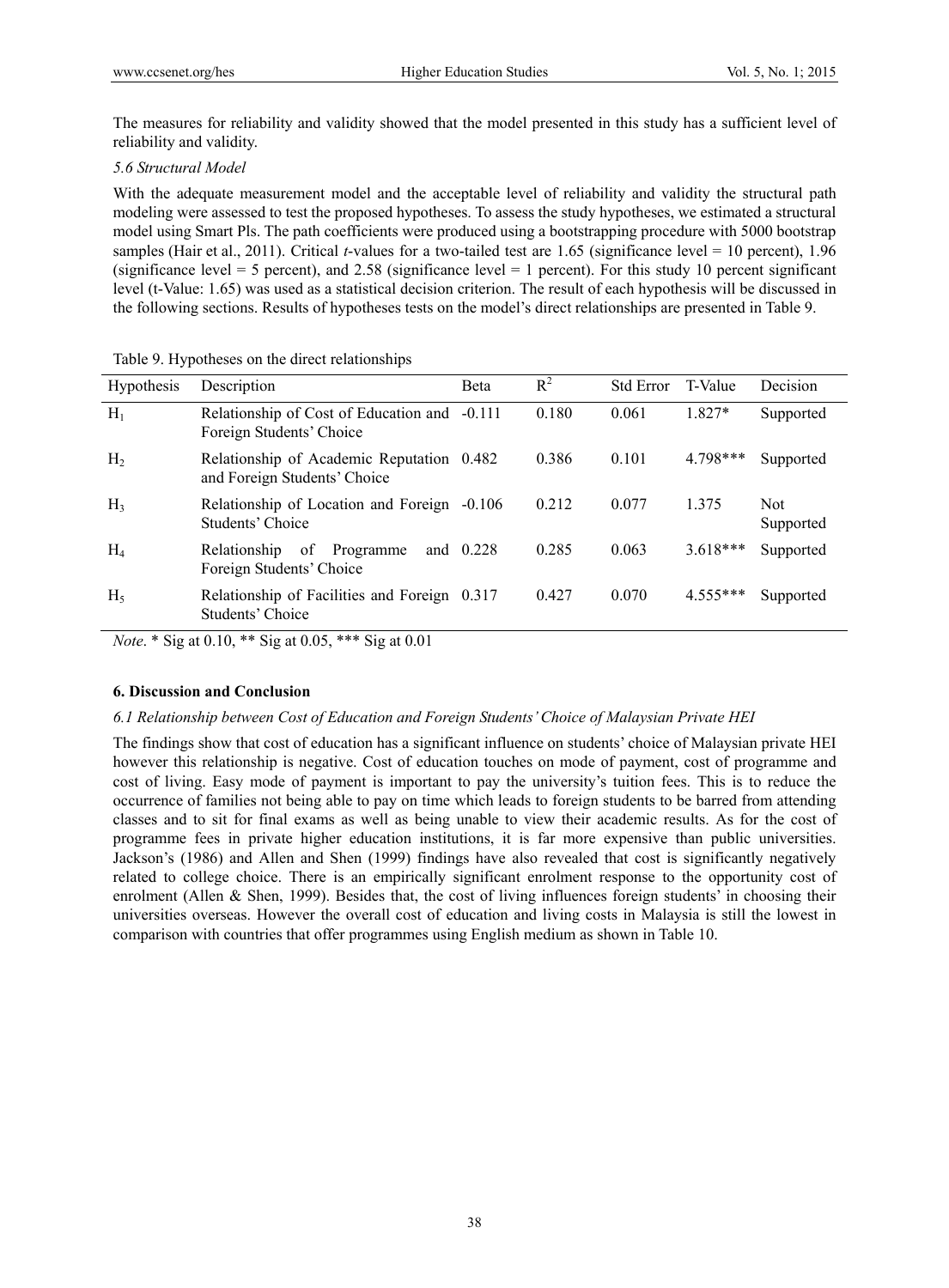The measures for reliability and validity showed that the model presented in this study has a sufficient level of reliability and validity.

*5.6 Structural Model*

With the adequate measurement model and the acceptable level of reliability and validity the structural path modeling were assessed to test the proposed hypotheses. To assess the study hypotheses, we estimated a structural model using Smart Pls. The path coefficients were produced using a bootstrapping procedure with 5000 bootstrap samples (Hair et al., 2011). Critical *t*-values for a two-tailed test are 1.65 (significance level = 10 percent), 1.96 (significance level = 5 percent), and 2.58 (significance level = 1 percent). For this study 10 percent significant level (t-Value: 1.65) was used as a statistical decision criterion. The result of each hypothesis will be discussed in the following sections. Results of hypotheses tests on the model's direct relationships are presented in Table 9.

Table 9. Hypotheses on the direct relationships

| Hypothesis | Description | Beta | $R^2$ | Std Error | T-Value | Decision |
|---|---|---|---|---|---|---|
| $H_1$ | Relationship of Cost of Education and Foreign Students' Choice | -0.111 | 0.180 | 0.061 | 1.827* | Supported |
| $H_2$ | Relationship of Academic Reputation and Foreign Students' Choice | 0.482 | 0.386 | 0.101 | 4.798*** | Supported |
| $H_3$ | Relationship of Location and Foreign Students' Choice | -0.106 | 0.212 | 0.077 | 1.375 | Not Supported |
| $H_4$ | Relationship of Programme and Foreign Students' Choice | 0.228 | 0.285 | 0.063 | 3.618*** | Supported |
| $H_5$ | Relationship of Facilities and Foreign Students' Choice | 0.317 | 0.427 | 0.070 | 4.555*** | Supported |

*Note*. * Sig at 0.10, ** Sig at 0.05, *** Sig at 0.01

## 6. Discussion and Conclusion

*6.1 Relationship between Cost of Education and Foreign Students' Choice of Malaysian Private HEI*

The findings show that cost of education has a significant influence on students' choice of Malaysian private HEI however this relationship is negative. Cost of education touches on mode of payment, cost of programme and cost of living. Easy mode of payment is important to pay the university's tuition fees. This is to reduce the occurrence of families not being able to pay on time which leads to foreign students to be barred from attending classes and to sit for final exams as well as being unable to view their academic results. As for the cost of programme fees in private higher education institutions, it is far more expensive than public universities. Jackson's (1986) and Allen and Shen (1999) findings have also revealed that cost is significantly negatively related to college choice. There is an empirically significant enrolment response to the opportunity cost of enrolment (Allen & Shen, 1999). Besides that, the cost of living influences foreign students' in choosing their universities overseas. However the overall cost of education and living costs in Malaysia is still the lowest in comparison with countries that offer programmes using English medium as shown in Table 10.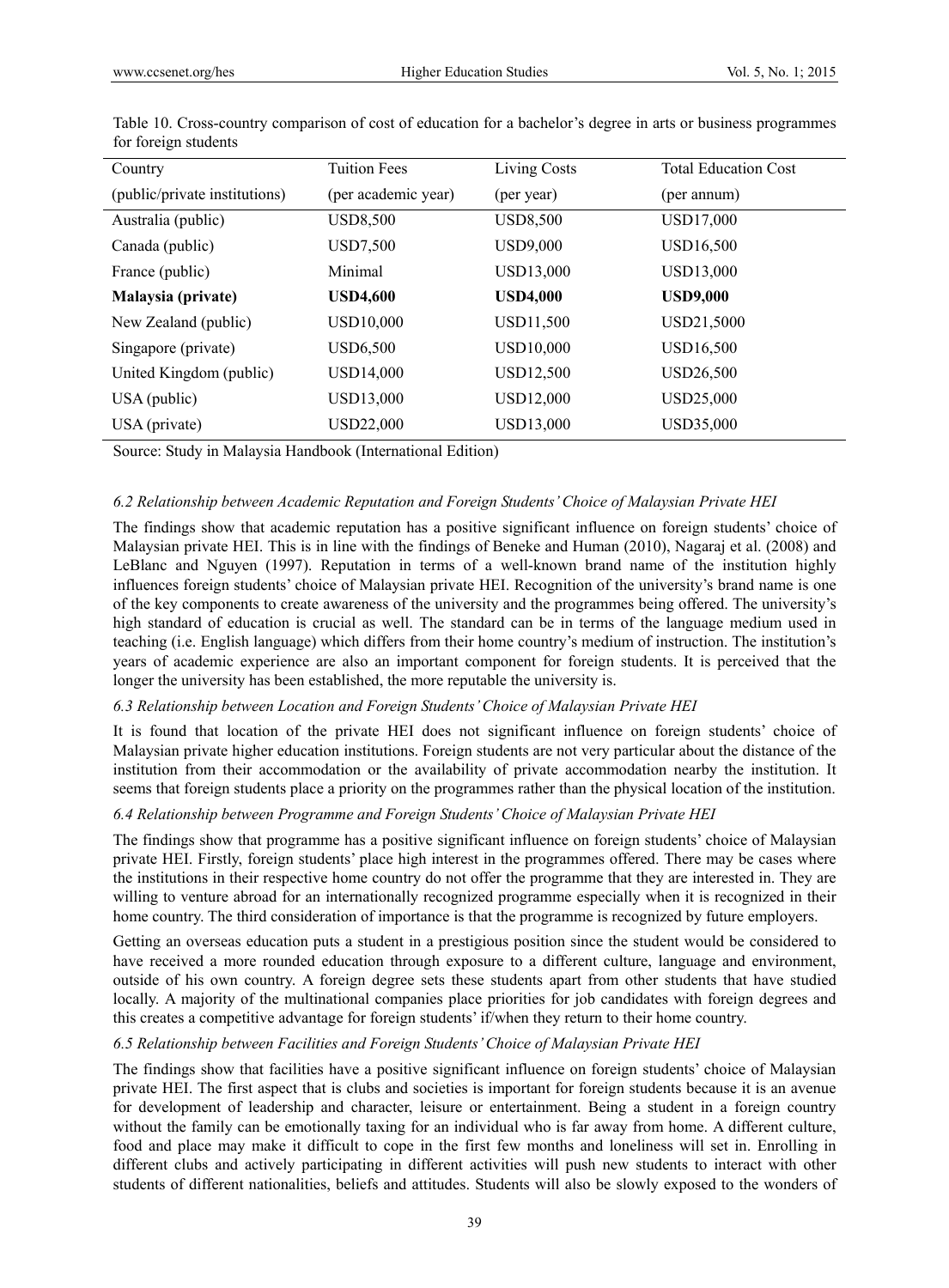Table 10. Cross-country comparison of cost of education for a bachelor's degree in arts or business programmes for foreign students

| Country (public/private institutions) | Tuition Fees (per academic year) | Living Costs (per year) | Total Education Cost (per annum) |
|---|---|---|---|
| Australia (public) | USD8,500 | USD8,500 | USD17,000 |
| Canada (public) | USD7,500 | USD9,000 | USD16,500 |
| France (public) | Minimal | USD13,000 | USD13,000 |
| **Malaysia (private)** | **USD4,600** | **USD4,000** | **USD9,000** |
| New Zealand (public) | USD10,000 | USD11,500 | USD21,5000 |
| Singapore (private) | USD6,500 | USD10,000 | USD16,500 |
| United Kingdom (public) | USD14,000 | USD12,500 | USD26,500 |
| USA (public) | USD13,000 | USD12,000 | USD25,000 |
| USA (private) | USD22,000 | USD13,000 | USD35,000 |

Source: Study in Malaysia Handbook (International Edition)

### *6.2 Relationship between Academic Reputation and Foreign Students' Choice of Malaysian Private HEI*

The findings show that academic reputation has a positive significant influence on foreign students' choice of Malaysian private HEI. This is in line with the findings of Beneke and Human (2010), Nagaraj et al. (2008) and LeBlanc and Nguyen (1997). Reputation in terms of a well-known brand name of the institution highly influences foreign students' choice of Malaysian private HEI. Recognition of the university's brand name is one of the key components to create awareness of the university and the programmes being offered. The university's high standard of education is crucial as well. The standard can be in terms of the language medium used in teaching (i.e. English language) which differs from their home country's medium of instruction. The institution's years of academic experience are also an important component for foreign students. It is perceived that the longer the university has been established, the more reputable the university is.

### *6.3 Relationship between Location and Foreign Students' Choice of Malaysian Private HEI*

It is found that location of the private HEI does not significant influence on foreign students' choice of Malaysian private higher education institutions. Foreign students are not very particular about the distance of the institution from their accommodation or the availability of private accommodation nearby the institution. It seems that foreign students place a priority on the programmes rather than the physical location of the institution.

### *6.4 Relationship between Programme and Foreign Students' Choice of Malaysian Private HEI*

The findings show that programme has a positive significant influence on foreign students' choice of Malaysian private HEI. Firstly, foreign students' place high interest in the programmes offered. There may be cases where the institutions in their respective home country do not offer the programme that they are interested in. They are willing to venture abroad for an internationally recognized programme especially when it is recognized in their home country. The third consideration of importance is that the programme is recognized by future employers.

Getting an overseas education puts a student in a prestigious position since the student would be considered to have received a more rounded education through exposure to a different culture, language and environment, outside of his own country. A foreign degree sets these students apart from other students that have studied locally. A majority of the multinational companies place priorities for job candidates with foreign degrees and this creates a competitive advantage for foreign students' if/when they return to their home country.

### *6.5 Relationship between Facilities and Foreign Students' Choice of Malaysian Private HEI*

The findings show that facilities have a positive significant influence on foreign students' choice of Malaysian private HEI. The first aspect that is clubs and societies is important for foreign students because it is an avenue for development of leadership and character, leisure or entertainment. Being a student in a foreign country without the family can be emotionally taxing for an individual who is far away from home. A different culture, food and place may make it difficult to cope in the first few months and loneliness will set in. Enrolling in different clubs and actively participating in different activities will push new students to interact with other students of different nationalities, beliefs and attitudes. Students will also be slowly exposed to the wonders of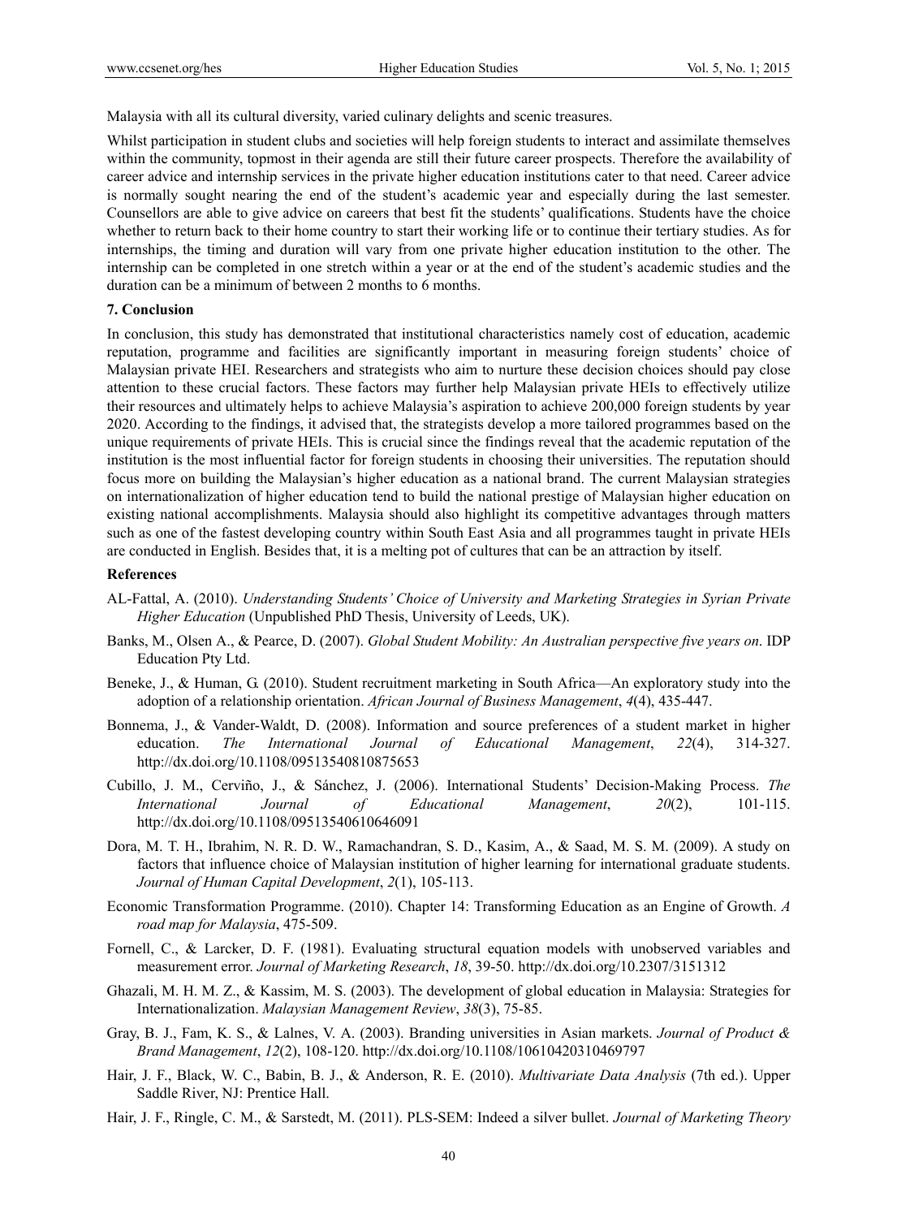Malaysia with all its cultural diversity, varied culinary delights and scenic treasures.

Whilst participation in student clubs and societies will help foreign students to interact and assimilate themselves within the community, topmost in their agenda are still their future career prospects. Therefore the availability of career advice and internship services in the private higher education institutions cater to that need. Career advice is normally sought nearing the end of the student's academic year and especially during the last semester. Counsellors are able to give advice on careers that best fit the students' qualifications. Students have the choice whether to return back to their home country to start their working life or to continue their tertiary studies. As for internships, the timing and duration will vary from one private higher education institution to the other. The internship can be completed in one stretch within a year or at the end of the student's academic studies and the duration can be a minimum of between 2 months to 6 months.

## 7. Conclusion

In conclusion, this study has demonstrated that institutional characteristics namely cost of education, academic reputation, programme and facilities are significantly important in measuring foreign students' choice of Malaysian private HEI. Researchers and strategists who aim to nurture these decision choices should pay close attention to these crucial factors. These factors may further help Malaysian private HEIs to effectively utilize their resources and ultimately helps to achieve Malaysia's aspiration to achieve 200,000 foreign students by year 2020. According to the findings, it advised that, the strategists develop a more tailored programmes based on the unique requirements of private HEIs. This is crucial since the findings reveal that the academic reputation of the institution is the most influential factor for foreign students in choosing their universities. The reputation should focus more on building the Malaysian's higher education as a national brand. The current Malaysian strategies on internationalization of higher education tend to build the national prestige of Malaysian higher education on existing national accomplishments. Malaysia should also highlight its competitive advantages through matters such as one of the fastest developing country within South East Asia and all programmes taught in private HEIs are conducted in English. Besides that, it is a melting pot of cultures that can be an attraction by itself.

## References

AL-Fattal, A. (2010). *Understanding Students' Choice of University and Marketing Strategies in Syrian Private Higher Education* (Unpublished PhD Thesis, University of Leeds, UK).

Banks, M., Olsen A., & Pearce, D. (2007). *Global Student Mobility: An Australian perspective five years on*. IDP Education Pty Ltd.

Beneke, J., & Human, G. (2010). Student recruitment marketing in South Africa—An exploratory study into the adoption of a relationship orientation. *African Journal of Business Management*, *4*(4), 435-447.

Bonnema, J., & Vander-Waldt, D. (2008). Information and source preferences of a student market in higher education. *The International Journal of Educational Management*, *22*(4), 314-327. http://dx.doi.org/10.1108/09513540810875653

Cubillo, J. M., Cerviño, J., & Sánchez, J. (2006). International Students' Decision-Making Process. *The International Journal of Educational Management*, *20*(2), 101-115. http://dx.doi.org/10.1108/09513540610646091

Dora, M. T. H., Ibrahim, N. R. D. W., Ramachandran, S. D., Kasim, A., & Saad, M. S. M. (2009). A study on factors that influence choice of Malaysian institution of higher learning for international graduate students. *Journal of Human Capital Development*, *2*(1), 105-113.

Economic Transformation Programme. (2010). Chapter 14: Transforming Education as an Engine of Growth. *A road map for Malaysia*, 475-509.

Fornell, C., & Larcker, D. F. (1981). Evaluating structural equation models with unobserved variables and measurement error. *Journal of Marketing Research*, *18*, 39-50. http://dx.doi.org/10.2307/3151312

Ghazali, M. H. M. Z., & Kassim, M. S. (2003). The development of global education in Malaysia: Strategies for Internationalization. *Malaysian Management Review*, *38*(3), 75-85.

Gray, B. J., Fam, K. S., & Lalnes, V. A. (2003). Branding universities in Asian markets. *Journal of Product & Brand Management*, *12*(2), 108-120. http://dx.doi.org/10.1108/10610420310469797

Hair, J. F., Black, W. C., Babin, B. J., & Anderson, R. E. (2010). *Multivariate Data Analysis* (7th ed.). Upper Saddle River, NJ: Prentice Hall.

Hair, J. F., Ringle, C. M., & Sarstedt, M. (2011). PLS-SEM: Indeed a silver bullet. *Journal of Marketing Theory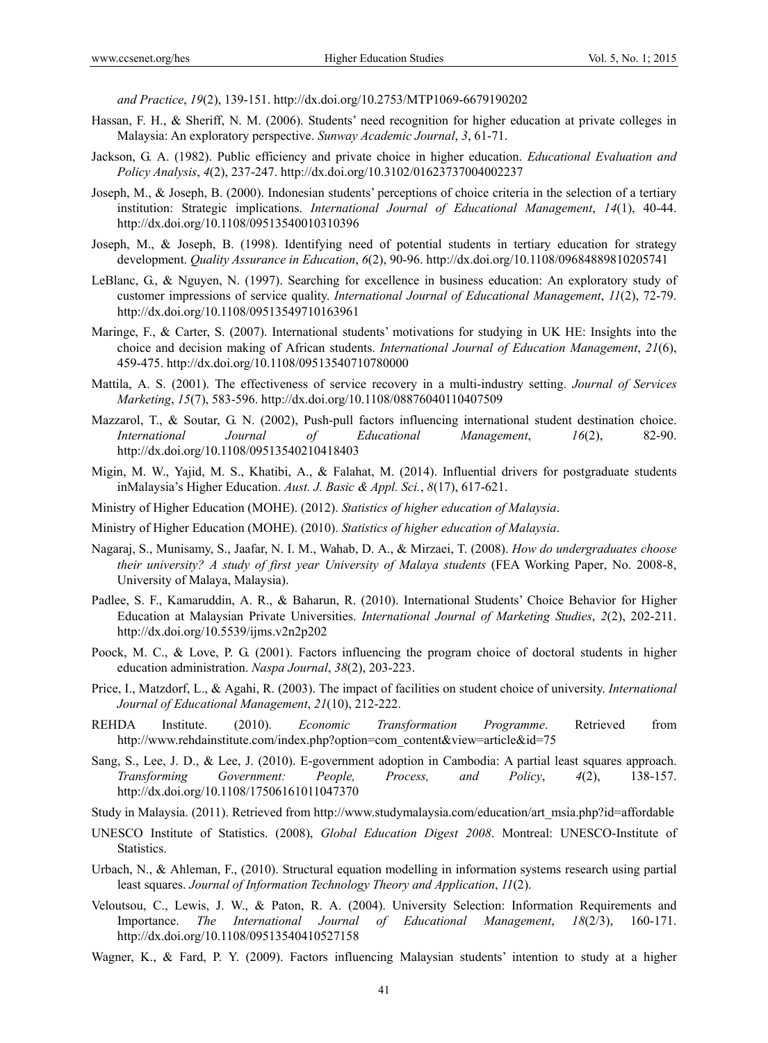*and Practice*, *19*(2), 139-151. http://dx.doi.org/10.2753/MTP1069-6679190202

Hassan, F. H., & Sheriff, N. M. (2006). Students' need recognition for higher education at private colleges in Malaysia: An exploratory perspective. *Sunway Academic Journal*, *3*, 61-71.

Jackson, G. A. (1982). Public efficiency and private choice in higher education. *Educational Evaluation and Policy Analysis*, *4*(2), 237-247. http://dx.doi.org/10.3102/01623737004002237

Joseph, M., & Joseph, B. (2000). Indonesian students' perceptions of choice criteria in the selection of a tertiary institution: Strategic implications. *International Journal of Educational Management*, *14*(1), 40-44. http://dx.doi.org/10.1108/09513540010310396

Joseph, M., & Joseph, B. (1998). Identifying need of potential students in tertiary education for strategy development. *Quality Assurance in Education*, *6*(2), 90-96. http://dx.doi.org/10.1108/09684889810205741

LeBlanc, G., & Nguyen, N. (1997). Searching for excellence in business education: An exploratory study of customer impressions of service quality. *International Journal of Educational Management*, *11*(2), 72-79. http://dx.doi.org/10.1108/09513549710163961

Maringe, F., & Carter, S. (2007). International students' motivations for studying in UK HE: Insights into the choice and decision making of African students. *International Journal of Education Management*, *21*(6), 459-475. http://dx.doi.org/10.1108/09513540710780000

Mattila, A. S. (2001). The effectiveness of service recovery in a multi-industry setting. *Journal of Services Marketing*, *15*(7), 583-596. http://dx.doi.org/10.1108/08876040110407509

Mazzarol, T., & Soutar, G. N. (2002), Push-pull factors influencing international student destination choice. *International Journal of Educational Management*, *16*(2), 82-90. http://dx.doi.org/10.1108/09513540210418403

Migin, M. W., Yajid, M. S., Khatibi, A., & Falahat, M. (2014). Influential drivers for postgraduate students inMalaysia's Higher Education. *Aust. J. Basic & Appl. Sci.*, *8*(17), 617-621.

Ministry of Higher Education (MOHE). (2012). *Statistics of higher education of Malaysia*.

Ministry of Higher Education (MOHE). (2010). *Statistics of higher education of Malaysia*.

Nagaraj, S., Munisamy, S., Jaafar, N. I. M., Wahab, D. A., & Mirzaei, T. (2008). *How do undergraduates choose their university? A study of first year University of Malaya students* (FEA Working Paper, No. 2008-8, University of Malaya, Malaysia).

Padlee, S. F., Kamaruddin, A. R., & Baharun, R. (2010). International Students' Choice Behavior for Higher Education at Malaysian Private Universities. *International Journal of Marketing Studies*, *2*(2), 202-211. http://dx.doi.org/10.5539/ijms.v2n2p202

Poock, M. C., & Love, P. G. (2001). Factors influencing the program choice of doctoral students in higher education administration. *Naspa Journal*, *38*(2), 203-223.

Price, I., Matzdorf, L., & Agahi, R. (2003). The impact of facilities on student choice of university. *International Journal of Educational Management*, *21*(10), 212-222.

REHDA Institute. (2010). *Economic Transformation Programme*. Retrieved from http://www.rehdainstitute.com/index.php?option=com_content&view=article&id=75

Sang, S., Lee, J. D., & Lee, J. (2010). E-government adoption in Cambodia: A partial least squares approach. *Transforming Government: People, Process, and Policy*, *4*(2), 138-157. http://dx.doi.org/10.1108/17506161011047370

Study in Malaysia. (2011). Retrieved from http://www.studymalaysia.com/education/art_msia.php?id=affordable

UNESCO Institute of Statistics. (2008), *Global Education Digest 2008*. Montreal: UNESCO-Institute of Statistics.

Urbach, N., & Ahleman, F., (2010). Structural equation modelling in information systems research using partial least squares. *Journal of Information Technology Theory and Application*, *11*(2).

Veloutsou, C., Lewis, J. W., & Paton, R. A. (2004). University Selection: Information Requirements and Importance. *The International Journal of Educational Management*, *18*(2/3), 160-171. http://dx.doi.org/10.1108/09513540410527158

Wagner, K., & Fard, P. Y. (2009). Factors influencing Malaysian students' intention to study at a higher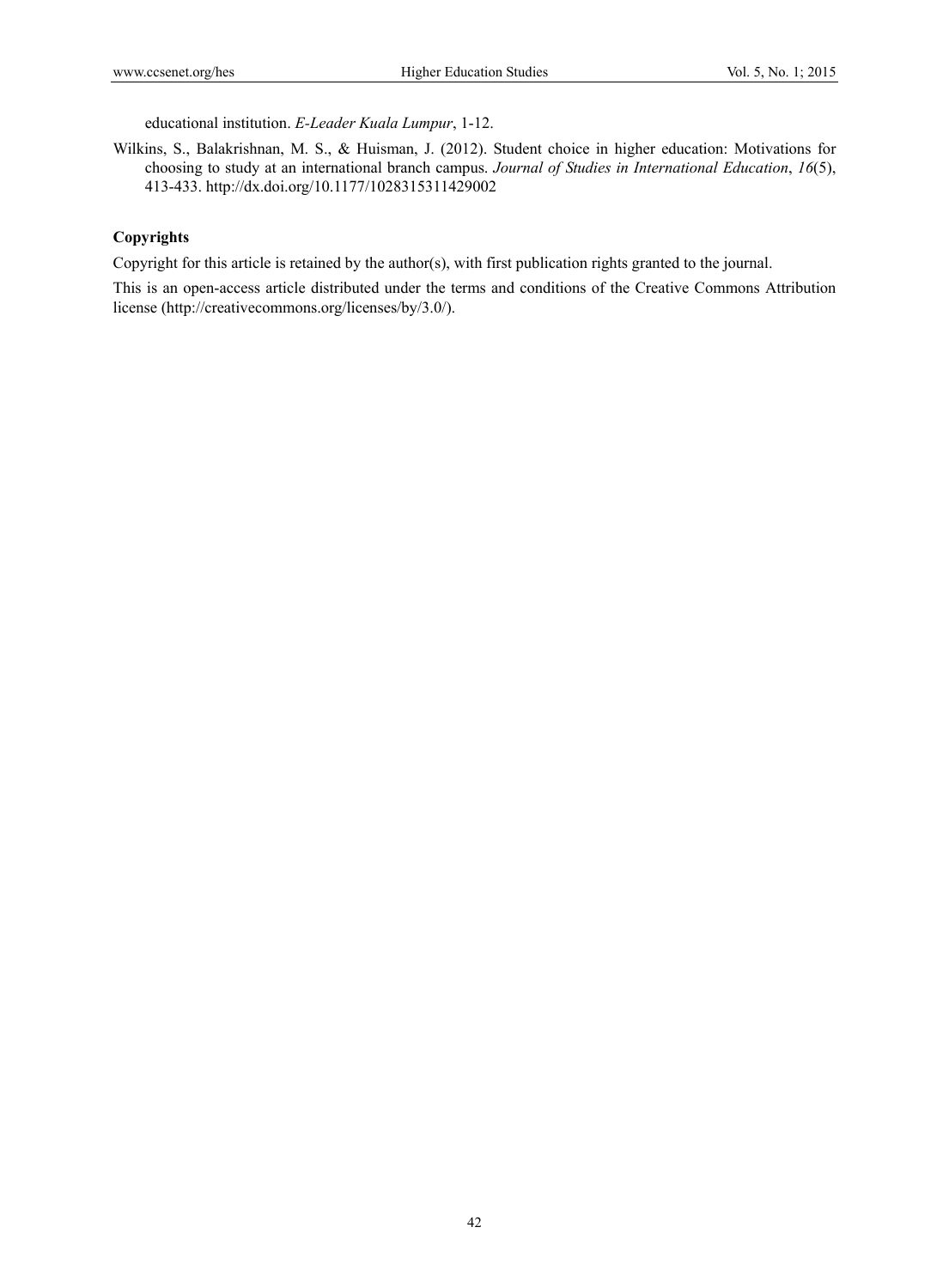educational institution. *E-Leader Kuala Lumpur*, 1-12.

Wilkins, S., Balakrishnan, M. S., & Huisman, J. (2012). Student choice in higher education: Motivations for choosing to study at an international branch campus. *Journal of Studies in International Education*, *16*(5), 413-433. http://dx.doi.org/10.1177/1028315311429002

**Copyrights**

Copyright for this article is retained by the author(s), with first publication rights granted to the journal.

This is an open-access article distributed under the terms and conditions of the Creative Commons Attribution license (http://creativecommons.org/licenses/by/3.0/).